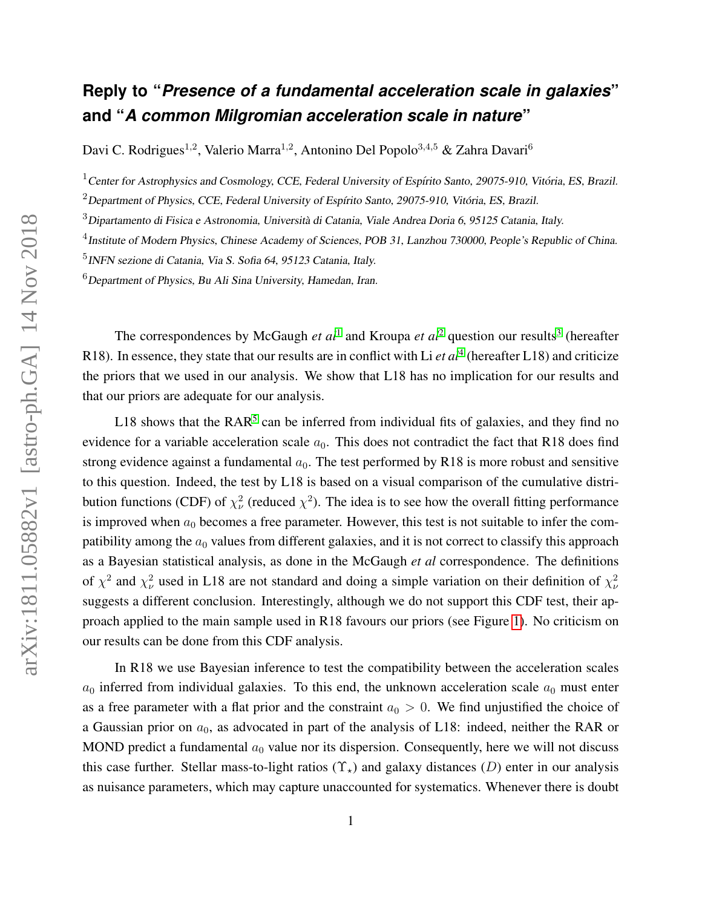# Reply to "*Presence of a fundamental acceleration scale in galaxies*" and "*A common Milgromian acceleration scale in nature*"

Davi C. Rodrigues[1,2], Valerio Marra[1,2], Antonino Del Popolo[3,4,5] & Zahra Davari[6]

[1] *Center for Astrophysics and Cosmology, CCE, Federal University of Espírito Santo, 29075-910, Vitória, ES, Brazil.*

[2] *Department of Physics, CCE, Federal University of Espírito Santo, 29075-910, Vitória, ES, Brazil.*

[3] *Dipartamento di Fisica e Astronomia, Università di Catania, Viale Andrea Doria 6, 95125 Catania, Italy.*

[4] *Institute of Modern Physics, Chinese Academy of Sciences, POB 31, Lanzhou 730000, People's Republic of China.*

[5] *INFN sezione di Catania, Via S. Sofia 64, 95123 Catania, Italy.*

[6] *Department of Physics, Bu Ali Sina University, Hamedan, Iran.*

The correspondences by McGaugh *et al*[1] and Kroupa *et al*[2] question our results[3] (hereafter R18). In essence, they state that our results are in conflict with Li *et al*[4] (hereafter L18) and criticize the priors that we used in our analysis. We show that L18 has no implication for our results and that our priors are adequate for our analysis.

L18 shows that the RAR[5] can be inferred from individual fits of galaxies, and they find no evidence for a variable acceleration scale $a_0$. This does not contradict the fact that R18 does find strong evidence against a fundamental $a_0$. The test performed by R18 is more robust and sensitive to this question. Indeed, the test by L18 is based on a visual comparison of the cumulative distribution functions (CDF) of $\chi^2_\nu$ (reduced $\chi^2$). The idea is to see how the overall fitting performance is improved when $a_0$ becomes a free parameter. However, this test is not suitable to infer the compatibility among the $a_0$ values from different galaxies, and it is not correct to classify this approach as a Bayesian statistical analysis, as done in the McGaugh *et al* correspondence. The definitions of $\chi^2$ and $\chi^2_\nu$ used in L18 are not standard and doing a simple variation on their definition of $\chi^2_\nu$ suggests a different conclusion. Interestingly, although we do not support this CDF test, their approach applied to the main sample used in R18 favours our priors (see Figure 1). No criticism on our results can be done from this CDF analysis.

In R18 we use Bayesian inference to test the compatibility between the acceleration scales $a_0$ inferred from individual galaxies. To this end, the unknown acceleration scale $a_0$ must enter as a free parameter with a flat prior and the constraint $a_0 > 0$. We find unjustified the choice of a Gaussian prior on $a_0$, as advocated in part of the analysis of L18: indeed, neither the RAR or MOND predict a fundamental $a_0$ value nor its dispersion. Consequently, here we will not discuss this case further. Stellar mass-to-light ratios ($\Upsilon_\star$) and galaxy distances ($D$) enter in our analysis as nuisance parameters, which may capture unaccounted for systematics. Whenever there is doubt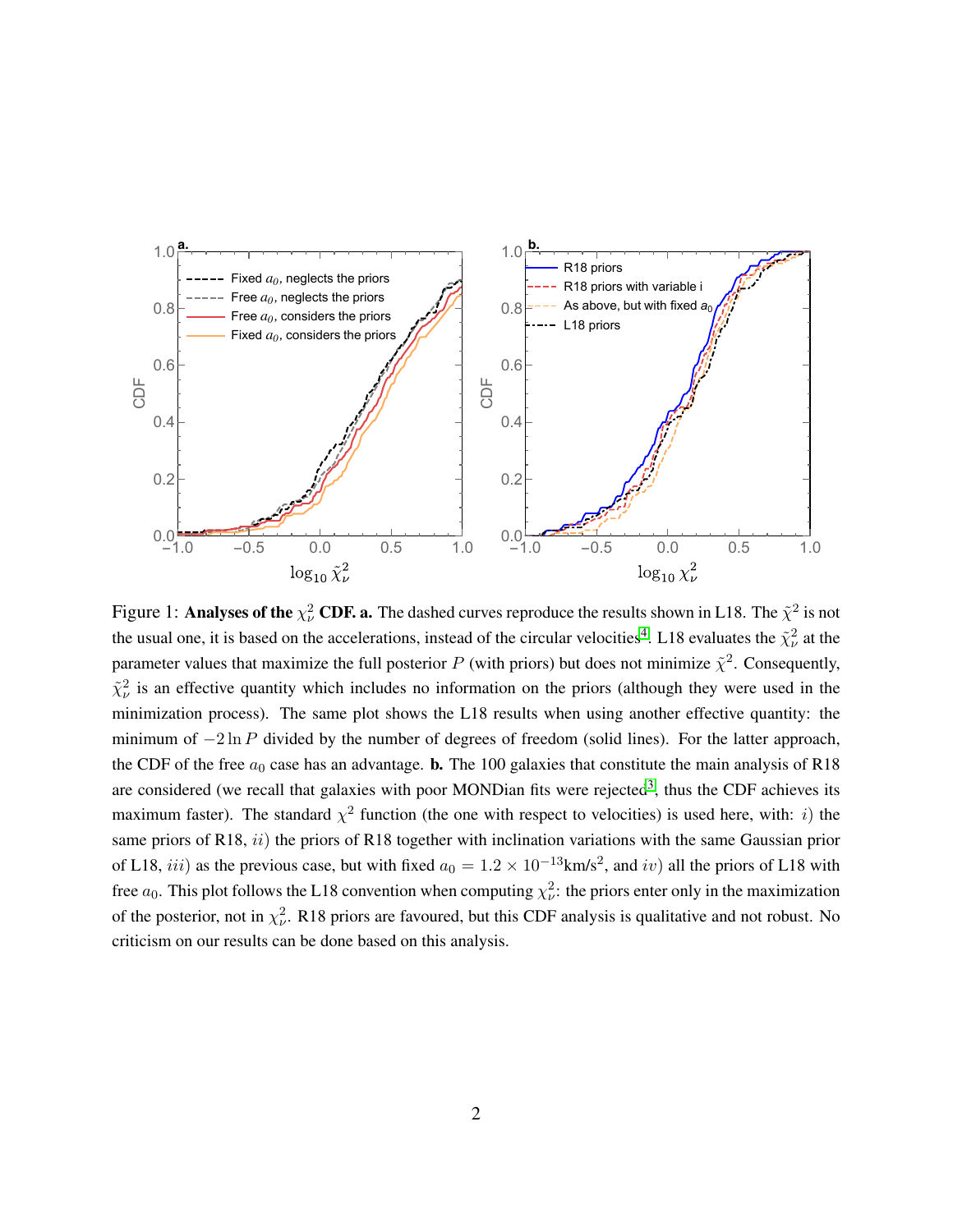Figure 1: **Analyses of the $\chi^2_\nu$ CDF. a.** The dashed curves reproduce the results shown in L18. The $\tilde{\chi}^2$ is not the usual one, it is based on the accelerations, instead of the circular velocities[4]. L18 evaluates the $\tilde{\chi}^2_\nu$ at the parameter values that maximize the full posterior $P$ (with priors) but does not minimize $\tilde{\chi}^2$. Consequently, $\tilde{\chi}^2_\nu$ is an effective quantity which includes no information on the priors (although they were used in the minimization process). The same plot shows the L18 results when using another effective quantity: the minimum of $-2\ln P$ divided by the number of degrees of freedom (solid lines). For the latter approach, the CDF of the free $a_0$ case has an advantage. **b.** The 100 galaxies that constitute the main analysis of R18 are considered (we recall that galaxies with poor MONDian fits were rejected[3], thus the CDF achieves its maximum faster). The standard $\chi^2$ function (the one with respect to velocities) is used here, with: $i)$ the same priors of R18, $ii)$ the priors of R18 together with inclination variations with the same Gaussian prior of L18, $iii)$ as the previous case, but with fixed $a_0 = 1.2 \times 10^{-13}$km/s$^2$, and $iv)$ all the priors of L18 with free $a_0$. This plot follows the L18 convention when computing $\chi^2_\nu$: the priors enter only in the maximization of the posterior, not in $\chi^2_\nu$. R18 priors are favoured, but this CDF analysis is qualitative and not robust. No criticism on our results can be done based on this analysis.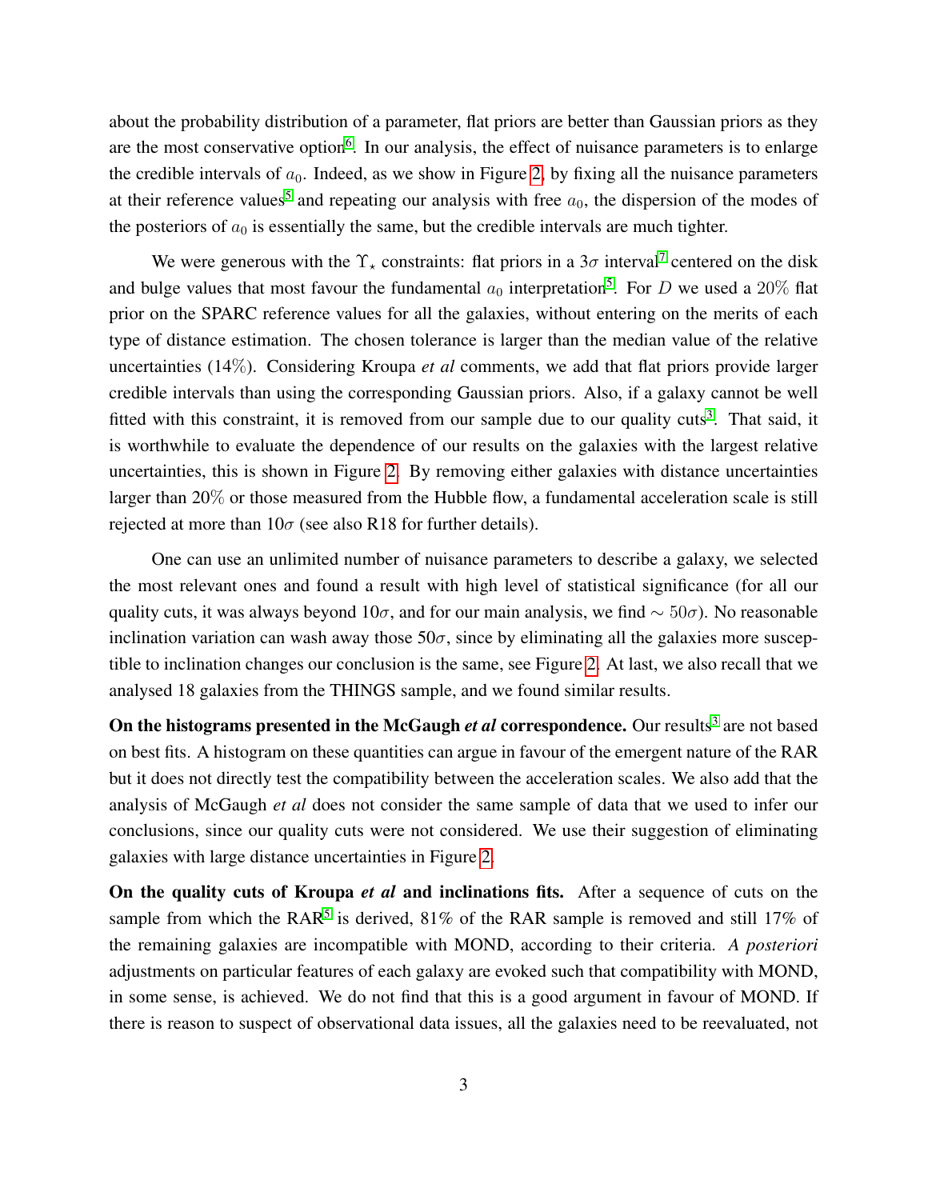about the probability distribution of a parameter, flat priors are better than Gaussian priors as they are the most conservative option[6]. In our analysis, the effect of nuisance parameters is to enlarge the credible intervals of $a_0$. Indeed, as we show in Figure 2, by fixing all the nuisance parameters at their reference values[5] and repeating our analysis with free $a_0$, the dispersion of the modes of the posteriors of $a_0$ is essentially the same, but the credible intervals are much tighter.

We were generous with the $\Upsilon_\star$ constraints: flat priors in a $3\sigma$ interval[7] centered on the disk and bulge values that most favour the fundamental $a_0$ interpretation[5]. For $D$ we used a $20\%$ flat prior on the SPARC reference values for all the galaxies, without entering on the merits of each type of distance estimation. The chosen tolerance is larger than the median value of the relative uncertainties ($14\%$). Considering Kroupa *et al* comments, we add that flat priors provide larger credible intervals than using the corresponding Gaussian priors. Also, if a galaxy cannot be well fitted with this constraint, it is removed from our sample due to our quality cuts[3]. That said, it is worthwhile to evaluate the dependence of our results on the galaxies with the largest relative uncertainties, this is shown in Figure 2. By removing either galaxies with distance uncertainties larger than $20\%$ or those measured from the Hubble flow, a fundamental acceleration scale is still rejected at more than $10\sigma$ (see also R18 for further details).

One can use an unlimited number of nuisance parameters to describe a galaxy, we selected the most relevant ones and found a result with high level of statistical significance (for all our quality cuts, it was always beyond $10\sigma$, and for our main analysis, we find $\sim 50\sigma$). No reasonable inclination variation can wash away those $50\sigma$, since by eliminating all the galaxies more susceptible to inclination changes our conclusion is the same, see Figure 2. At last, we also recall that we analysed 18 galaxies from the THINGS sample, and we found similar results.

**On the histograms presented in the McGaugh *et al* correspondence.** Our results[3] are not based on best fits. A histogram on these quantities can argue in favour of the emergent nature of the RAR but it does not directly test the compatibility between the acceleration scales. We also add that the analysis of McGaugh *et al* does not consider the same sample of data that we used to infer our conclusions, since our quality cuts were not considered. We use their suggestion of eliminating galaxies with large distance uncertainties in Figure 2.

**On the quality cuts of Kroupa *et al* and inclinations fits.** After a sequence of cuts on the sample from which the RAR[5] is derived, 81% of the RAR sample is removed and still 17% of the remaining galaxies are incompatible with MOND, according to their criteria. *A posteriori* adjustments on particular features of each galaxy are evoked such that compatibility with MOND, in some sense, is achieved. We do not find that this is a good argument in favour of MOND. If there is reason to suspect of observational data issues, all the galaxies need to be reevaluated, not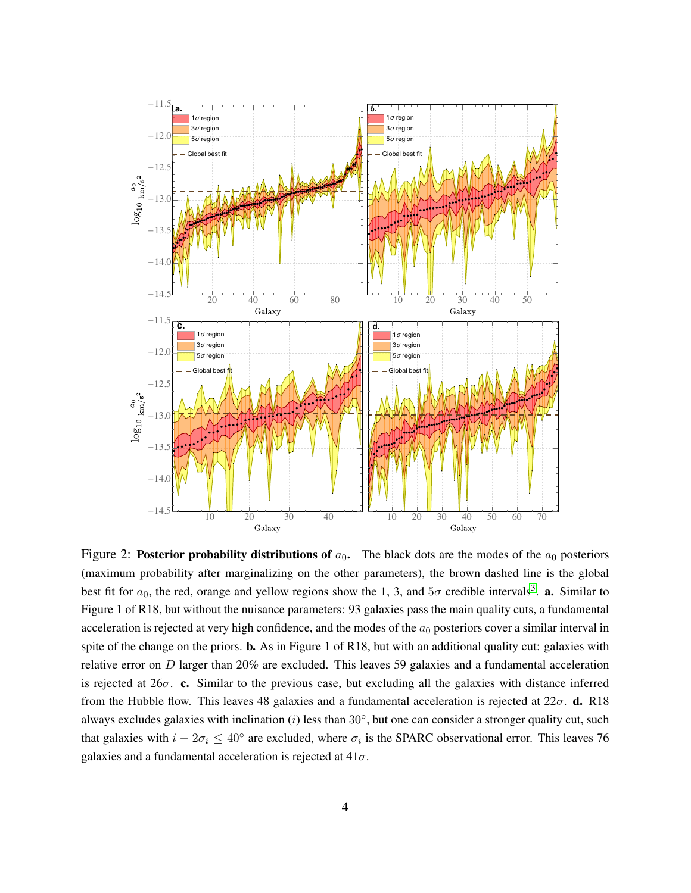Figure 2: **Posterior probability distributions of $a_0$.** The black dots are the modes of the $a_0$ posteriors (maximum probability after marginalizing on the other parameters), the brown dashed line is the global best fit for $a_0$, the red, orange and yellow regions show the 1, 3, and $5\sigma$ credible intervals[3]. **a.** Similar to Figure 1 of R18, but without the nuisance parameters: 93 galaxies pass the main quality cuts, a fundamental acceleration is rejected at very high confidence, and the modes of the $a_0$ posteriors cover a similar interval in spite of the change on the priors. **b.** As in Figure 1 of R18, but with an additional quality cut: galaxies with relative error on $D$ larger than 20% are excluded. This leaves 59 galaxies and a fundamental acceleration is rejected at $26\sigma$. **c.** Similar to the previous case, but excluding all the galaxies with distance inferred from the Hubble flow. This leaves 48 galaxies and a fundamental acceleration is rejected at $22\sigma$. **d.** R18 always excludes galaxies with inclination ($i$) less than 30°, but one can consider a stronger quality cut, such that galaxies with $i - 2\sigma_i \leq 40°$ are excluded, where $\sigma_i$ is the SPARC observational error. This leaves 76 galaxies and a fundamental acceleration is rejected at $41\sigma$.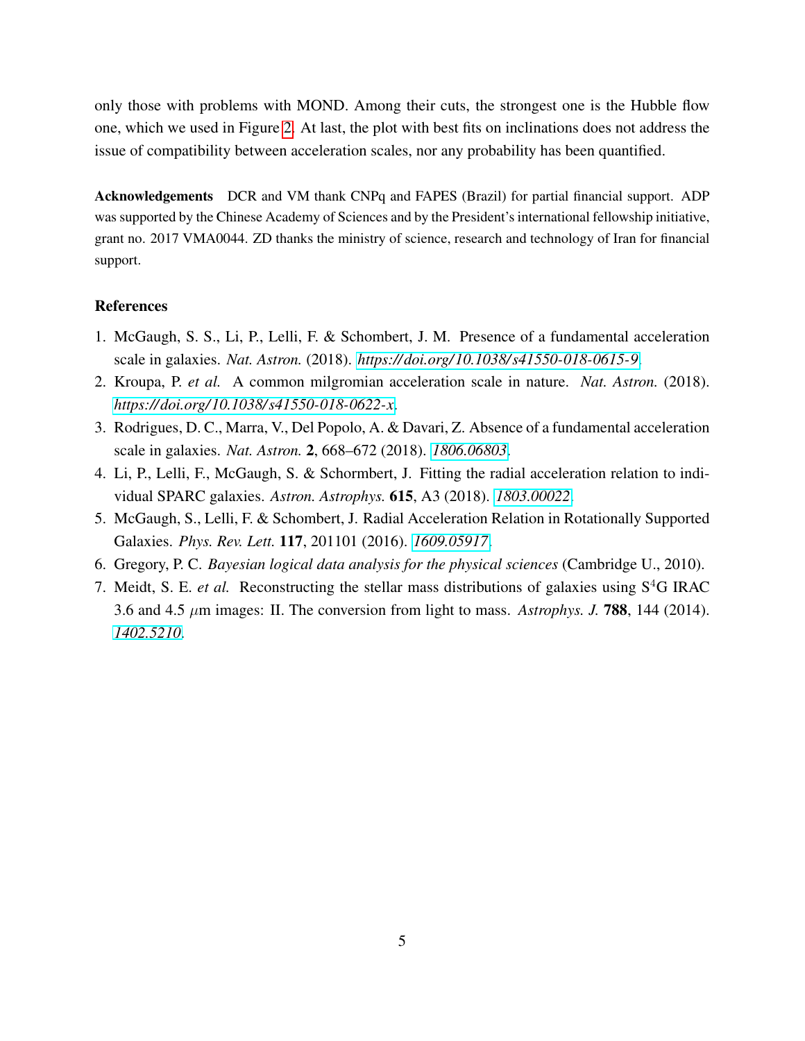only those with problems with MOND. Among their cuts, the strongest one is the Hubble flow one, which we used in Figure 2. At last, the plot with best fits on inclinations does not address the issue of compatibility between acceleration scales, nor any probability has been quantified.

**Acknowledgements** DCR and VM thank CNPq and FAPES (Brazil) for partial financial support. ADP was supported by the Chinese Academy of Sciences and by the President's international fellowship initiative, grant no. 2017 VMA0044. ZD thanks the ministry of science, research and technology of Iran for financial support.

## References

1. McGaugh, S. S., Li, P., Lelli, F. & Schombert, J. M. Presence of a fundamental acceleration scale in galaxies. *Nat. Astron.* (2018). *https://doi.org/10.1038/s41550-018-0615-9*.
2. Kroupa, P. *et al.* A common milgromian acceleration scale in nature. *Nat. Astron.* (2018). *https://doi.org/10.1038/s41550-018-0622-x*.
3. Rodrigues, D. C., Marra, V., Del Popolo, A. & Davari, Z. Absence of a fundamental acceleration scale in galaxies. *Nat. Astron.* **2**, 668–672 (2018). *1806.06803*.
4. Li, P., Lelli, F., McGaugh, S. & Schormbert, J. Fitting the radial acceleration relation to individual SPARC galaxies. *Astron. Astrophys.* **615**, A3 (2018). *1803.00022*.
5. McGaugh, S., Lelli, F. & Schombert, J. Radial Acceleration Relation in Rotationally Supported Galaxies. *Phys. Rev. Lett.* **117**, 201101 (2016). *1609.05917*.
6. Gregory, P. C. *Bayesian logical data analysis for the physical sciences* (Cambridge U., 2010).
7. Meidt, S. E. *et al.* Reconstructing the stellar mass distributions of galaxies using $S^4G$ IRAC 3.6 and 4.5 $\mu$m images: II. The conversion from light to mass. *Astrophys. J.* **788**, 144 (2014). *1402.5210*.